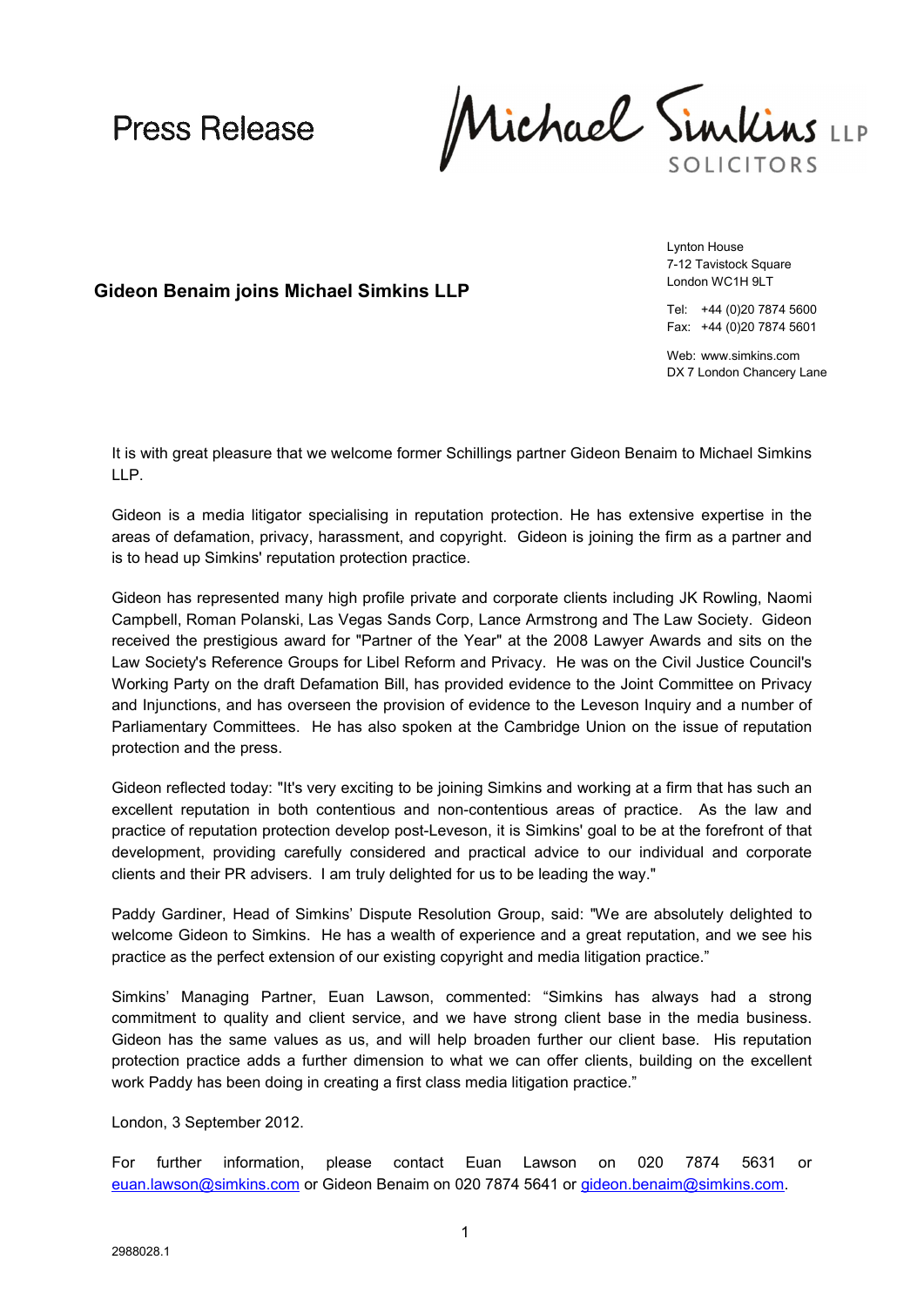Press Release

Michael Simkins LLP
SOLICITORS

Lynton House
7-12 Tavistock Square
London WC1H 9LT

Tel: +44 (0)20 7874 5600
Fax: +44 (0)20 7874 5601

Web: www.simkins.com
DX 7 London Chancery Lane

## Gideon Benaim joins Michael Simkins LLP

It is with great pleasure that we welcome former Schillings partner Gideon Benaim to Michael Simkins LLP.

Gideon is a media litigator specialising in reputation protection. He has extensive expertise in the areas of defamation, privacy, harassment, and copyright. Gideon is joining the firm as a partner and is to head up Simkins' reputation protection practice.

Gideon has represented many high profile private and corporate clients including JK Rowling, Naomi Campbell, Roman Polanski, Las Vegas Sands Corp, Lance Armstrong and The Law Society. Gideon received the prestigious award for "Partner of the Year" at the 2008 Lawyer Awards and sits on the Law Society's Reference Groups for Libel Reform and Privacy. He was on the Civil Justice Council's Working Party on the draft Defamation Bill, has provided evidence to the Joint Committee on Privacy and Injunctions, and has overseen the provision of evidence to the Leveson Inquiry and a number of Parliamentary Committees. He has also spoken at the Cambridge Union on the issue of reputation protection and the press.

Gideon reflected today: "It's very exciting to be joining Simkins and working at a firm that has such an excellent reputation in both contentious and non-contentious areas of practice. As the law and practice of reputation protection develop post-Leveson, it is Simkins' goal to be at the forefront of that development, providing carefully considered and practical advice to our individual and corporate clients and their PR advisers. I am truly delighted for us to be leading the way."

Paddy Gardiner, Head of Simkins' Dispute Resolution Group, said: "We are absolutely delighted to welcome Gideon to Simkins. He has a wealth of experience and a great reputation, and we see his practice as the perfect extension of our existing copyright and media litigation practice."

Simkins' Managing Partner, Euan Lawson, commented: "Simkins has always had a strong commitment to quality and client service, and we have strong client base in the media business. Gideon has the same values as us, and will help broaden further our client base. His reputation protection practice adds a further dimension to what we can offer clients, building on the excellent work Paddy has been doing in creating a first class media litigation practice."

London, 3 September 2012.

For further information, please contact Euan Lawson on 020 7874 5631 or euan.lawson@simkins.com or Gideon Benaim on 020 7874 5641 or gideon.benaim@simkins.com.

2988028.1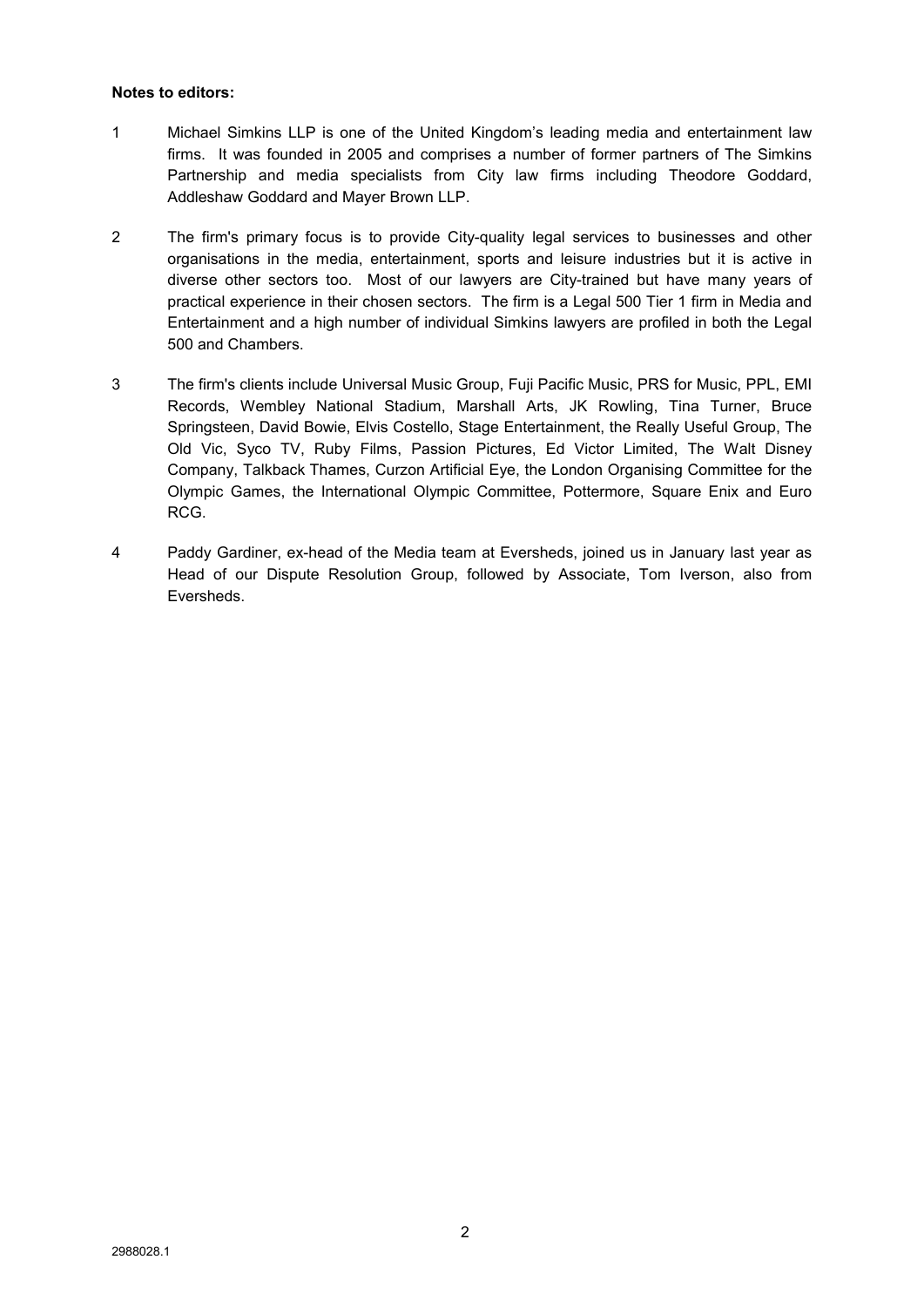**Notes to editors:**

1. Michael Simkins LLP is one of the United Kingdom's leading media and entertainment law firms. It was founded in 2005 and comprises a number of former partners of The Simkins Partnership and media specialists from City law firms including Theodore Goddard, Addleshaw Goddard and Mayer Brown LLP.

2. The firm's primary focus is to provide City-quality legal services to businesses and other organisations in the media, entertainment, sports and leisure industries but it is active in diverse other sectors too. Most of our lawyers are City-trained but have many years of practical experience in their chosen sectors. The firm is a Legal 500 Tier 1 firm in Media and Entertainment and a high number of individual Simkins lawyers are profiled in both the Legal 500 and Chambers.

3. The firm's clients include Universal Music Group, Fuji Pacific Music, PRS for Music, PPL, EMI Records, Wembley National Stadium, Marshall Arts, JK Rowling, Tina Turner, Bruce Springsteen, David Bowie, Elvis Costello, Stage Entertainment, the Really Useful Group, The Old Vic, Syco TV, Ruby Films, Passion Pictures, Ed Victor Limited, The Walt Disney Company, Talkback Thames, Curzon Artificial Eye, the London Organising Committee for the Olympic Games, the International Olympic Committee, Pottermore, Square Enix and Euro RCG.

4. Paddy Gardiner, ex-head of the Media team at Eversheds, joined us in January last year as Head of our Dispute Resolution Group, followed by Associate, Tom Iverson, also from Eversheds.

2988028.1